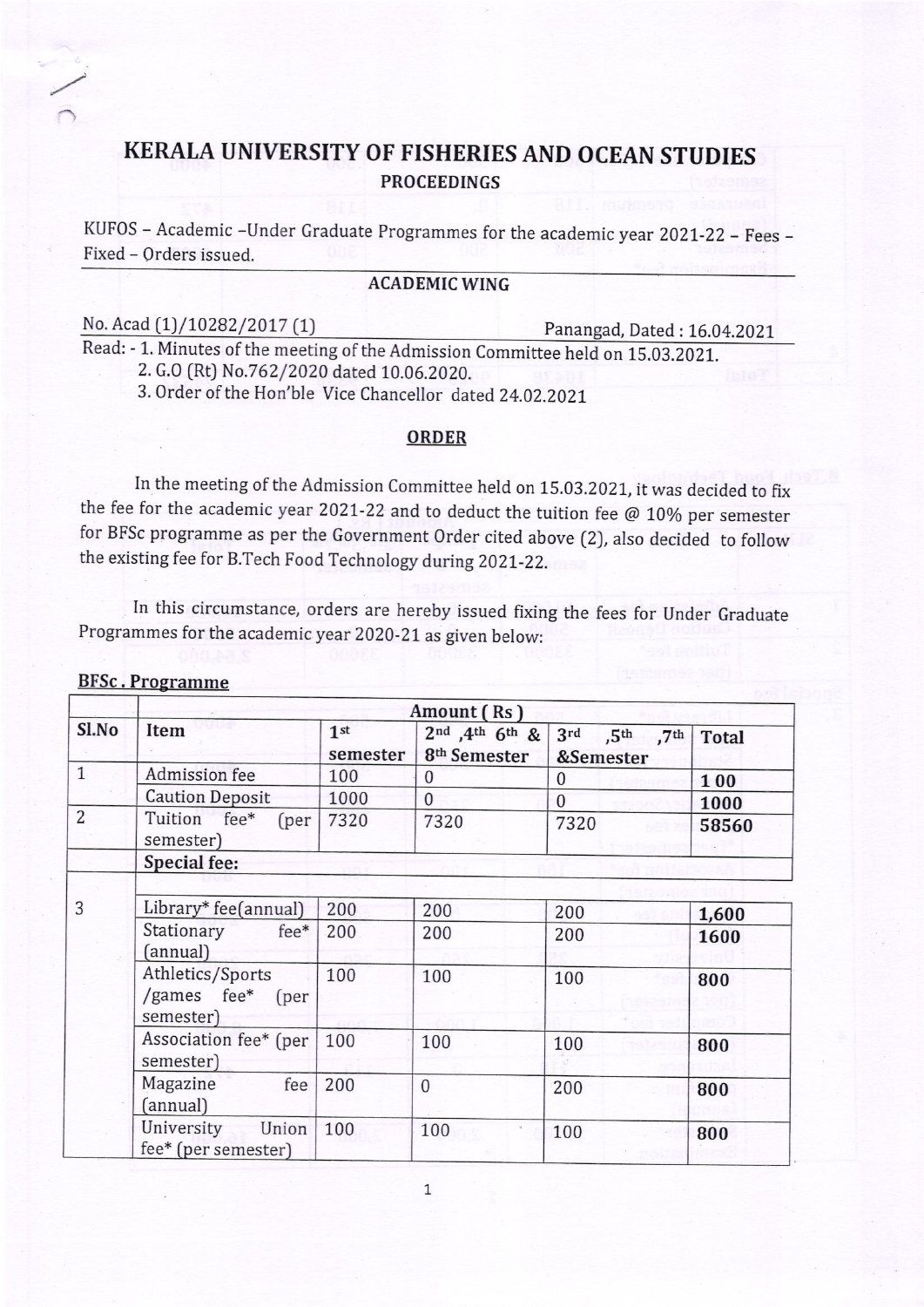# KERALA UNIVERSITY OF FISHERIES AND OCEAN STUDIES

**PROCEEDINGS**

KUFOS – Academic –Under Graduate Programmes for the academic year 2021-22 – Fees – Fixed – Orders issued.

**ACADEMIC WING**

No. Acad (1)/10282/2017 (1) Panangad, Dated : 16.04.2021

Read: - 1. Minutes of the meeting of the Admission Committee held on 15.03.2021.
2. G.O (Rt) No.762/2020 dated 10.06.2020.
3. Order of the Hon'ble Vice Chancellor dated 24.02.2021

**ORDER**

In the meeting of the Admission Committee held on 15.03.2021, it was decided to fix the fee for the academic year 2021-22 and to deduct the tuition fee @ 10% per semester for BFSc programme as per the Government Order cited above (2), also decided to follow the existing fee for B.Tech Food Technology during 2021-22.

In this circumstance, orders are hereby issued fixing the fees for Under Graduate Programmes for the academic year 2020-21 as given below:

**BFSc. Programme**

| Sl.No | Item | Amount ( Rs ) | | | |
|---|---|---|---|---|---|
| | | 1st semester | 2nd ,4th 6th & 8th Semester | 3rd ,5th ,7th &Semester | Total |
| 1 | Admission fee | 100 | 0 | 0 | **100** |
| | Caution Deposit | 1000 | 0 | 0 | **1000** |
| 2 | Tuition fee* (per semester) | 7320 | 7320 | 7320 | **58560** |
| | **Special fee:** | | | | |
| 3 | Library* fee(annual) | 200 | 200 | 200 | **1,600** |
| | Stationary fee* (annual) | 200 | 200 | 200 | **1600** |
| | Athletics/Sports /games fee* (per semester) | 100 | 100 | 100 | **800** |
| | Association fee* (per semester) | 100 | 100 | 100 | **800** |
| | Magazine fee (annual) | 200 | 0 | 200 | **800** |
| | University Union fee* (per semester) | 100 | 100 | 100 | **800** |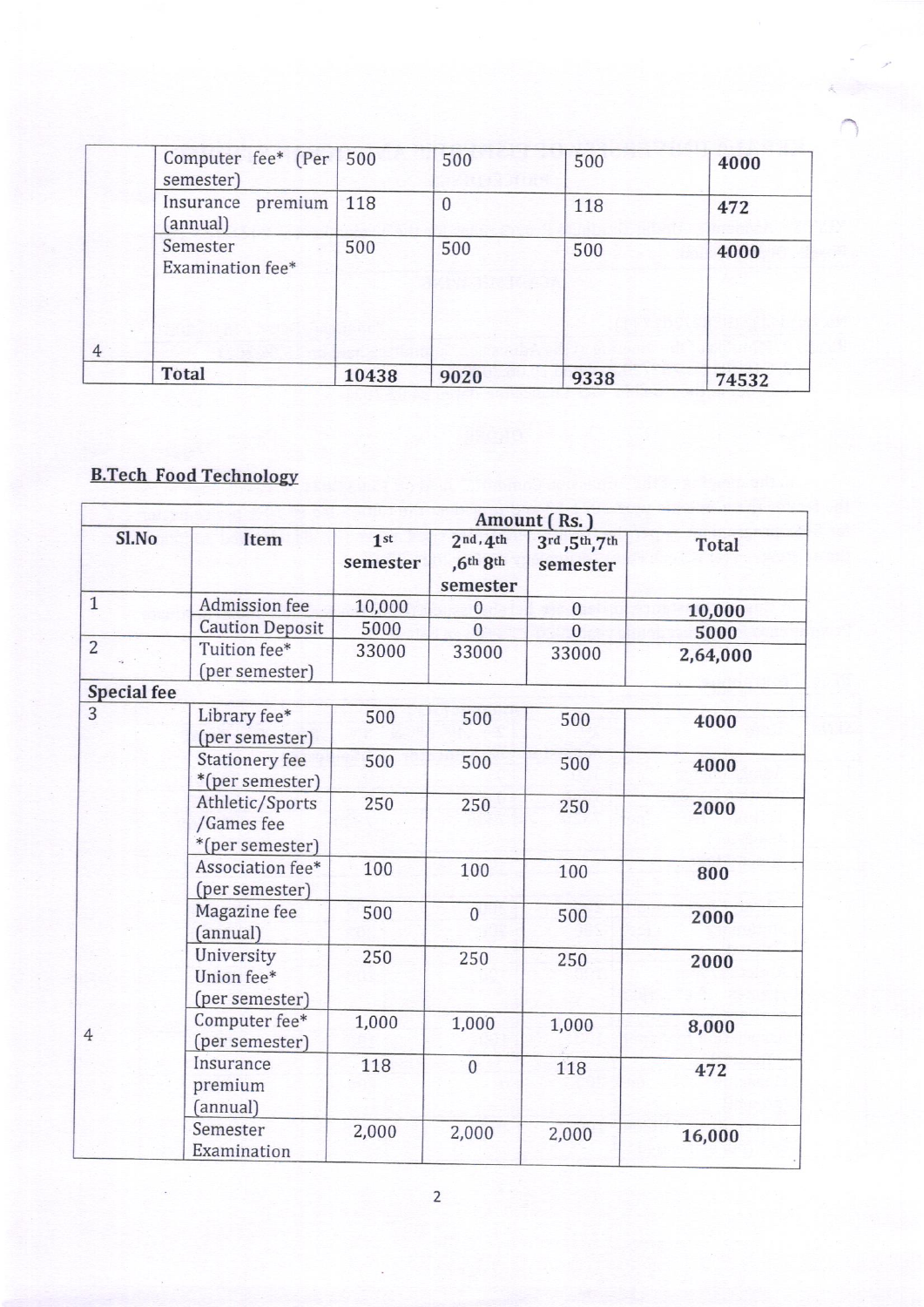| | | | | | |
|---|---|---|---|---|---|
| | Computer fee* (Per semester) | 500 | 500 | 500 | **4000** |
| | Insurance premium (annual) | 118 | 0 | 118 | **472** |
| 4 | Semester Examination fee* | 500 | 500 | 500 | **4000** |
| | **Total** | **10438** | **9020** | **9338** | **74532** |

## B.Tech Food Technology

| Sl.No | Item | Amount ( Rs. ) | | | |
|---|---|---|---|---|---|
| | | 1st semester | 2nd,4th ,6th 8th semester | 3rd ,5th,7th semester | Total |
| 1 | Admission fee | 10,000 | 0 | 0 | **10,000** |
| | Caution Deposit | 5000 | 0 | 0 | **5000** |
| 2 | Tuition fee* (per semester) | 33000 | 33000 | 33000 | **2,64,000** |
| **Special fee** | | | | | |
| 3 | Library fee* (per semester) | 500 | 500 | 500 | **4000** |
| | Stationery fee *(per semester) | 500 | 500 | 500 | **4000** |
| | Athletic/Sports /Games fee *(per semester) | 250 | 250 | 250 | **2000** |
| | Association fee* (per semester) | 100 | 100 | 100 | **800** |
| | Magazine fee (annual) | 500 | 0 | 500 | **2000** |
| | University Union fee* (per semester) | 250 | 250 | 250 | **2000** |
| 4 | Computer fee* (per semester) | 1,000 | 1,000 | 1,000 | **8,000** |
| | Insurance premium (annual) | 118 | 0 | 118 | **472** |
| | Semester Examination | 2,000 | 2,000 | 2,000 | **16,000** |